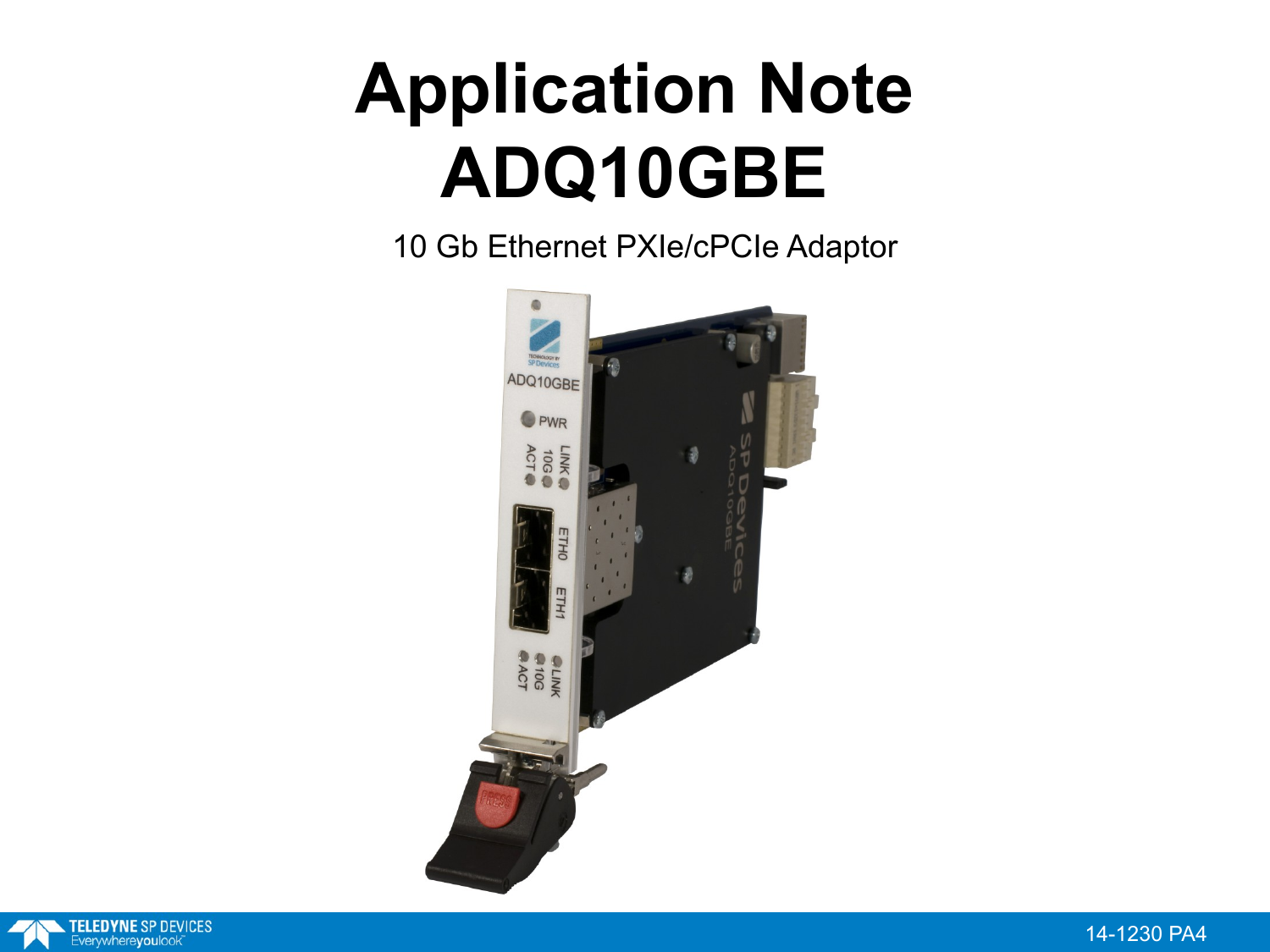# Application Note ADQ10GBE

10 Gb Ethernet PXIe/cPCIe Adaptor

14-1230 PA4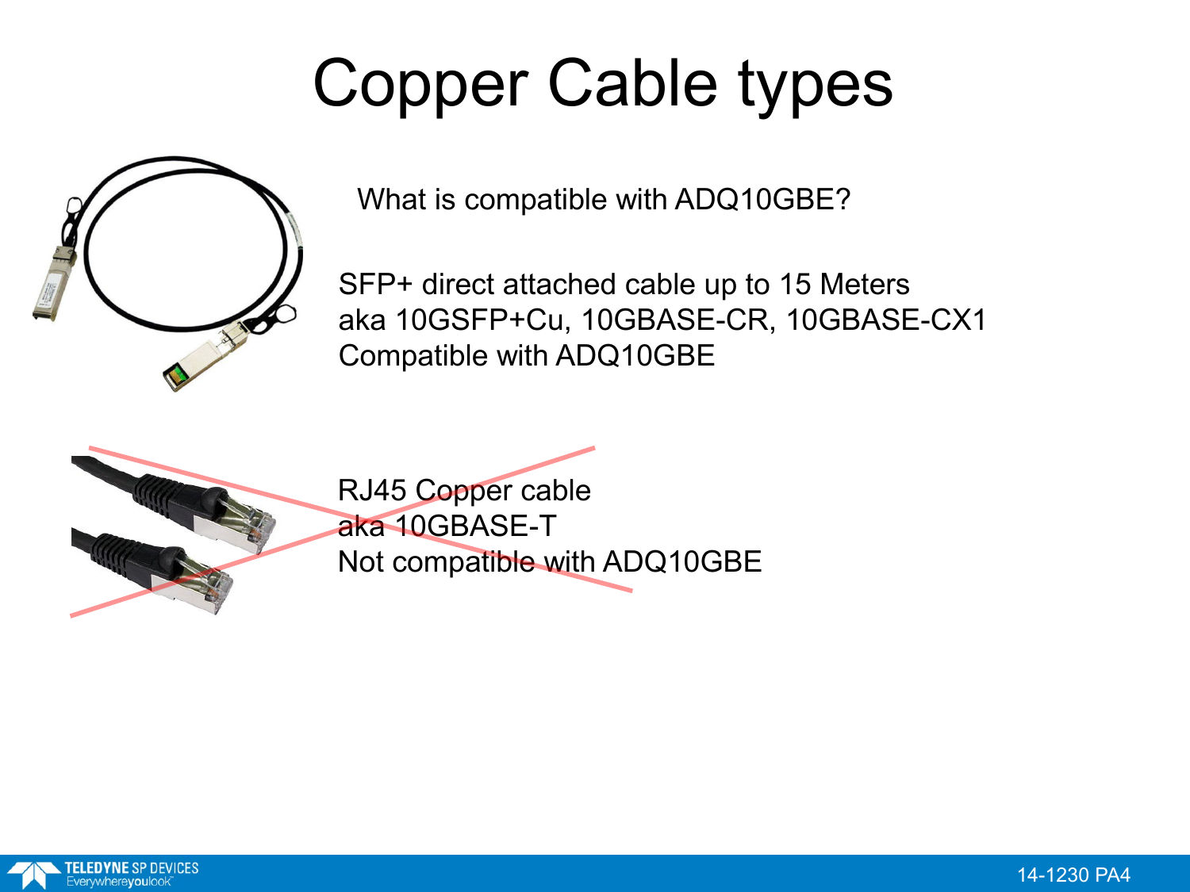# Copper Cable types

What is compatible with ADQ10GBE?

SFP+ direct attached cable up to 15 Meters
aka 10GSFP+Cu, 10GBASE-CR, 10GBASE-CX1
Compatible with ADQ10GBE

RJ45 Copper cable
aka 10GBASE-T
Not compatible with ADQ10GBE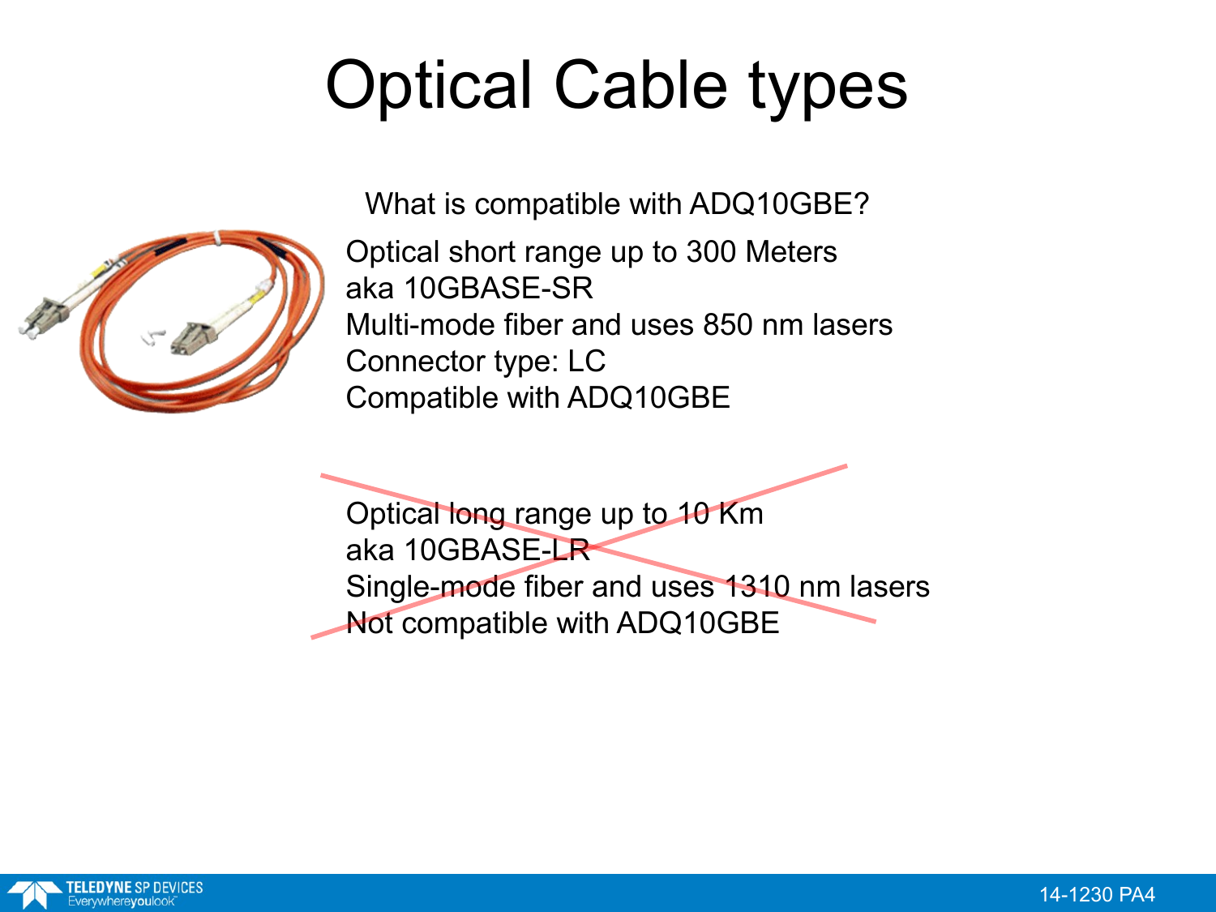# Optical Cable types

What is compatible with ADQ10GBE?

Optical short range up to 300 Meters
aka 10GBASE-SR
Multi-mode fiber and uses 850 nm lasers
Connector type: LC
Compatible with ADQ10GBE

~~Optical long range up to 10 Km~~
~~aka 10GBASE-LR~~
~~Single-mode fiber and uses 1310 nm lasers~~
~~Not compatible with ADQ10GBE~~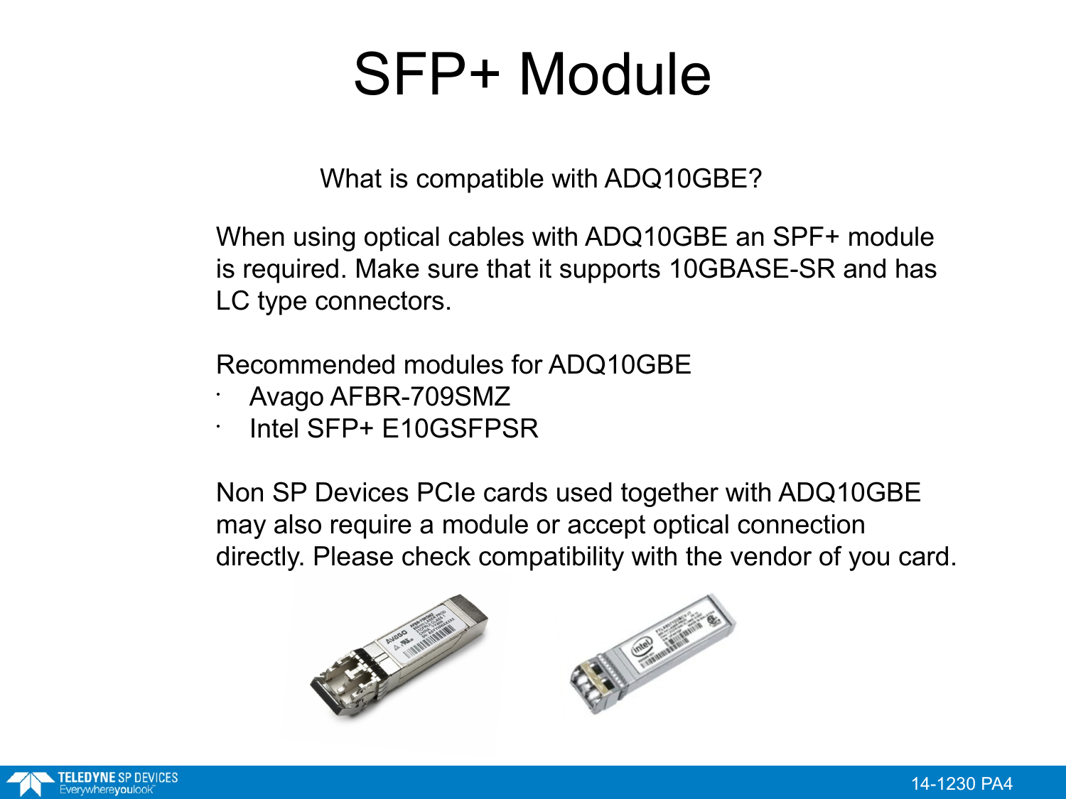# SFP+ Module

What is compatible with ADQ10GBE?

When using optical cables with ADQ10GBE an SPF+ module is required. Make sure that it supports 10GBASE-SR and has LC type connectors.

Recommended modules for ADQ10GBE

- Avago AFBR-709SMZ
- Intel SFP+ E10GSFPSR

Non SP Devices PCIe cards used together with ADQ10GBE may also require a module or accept optical connection directly. Please check compatibility with the vendor of you card.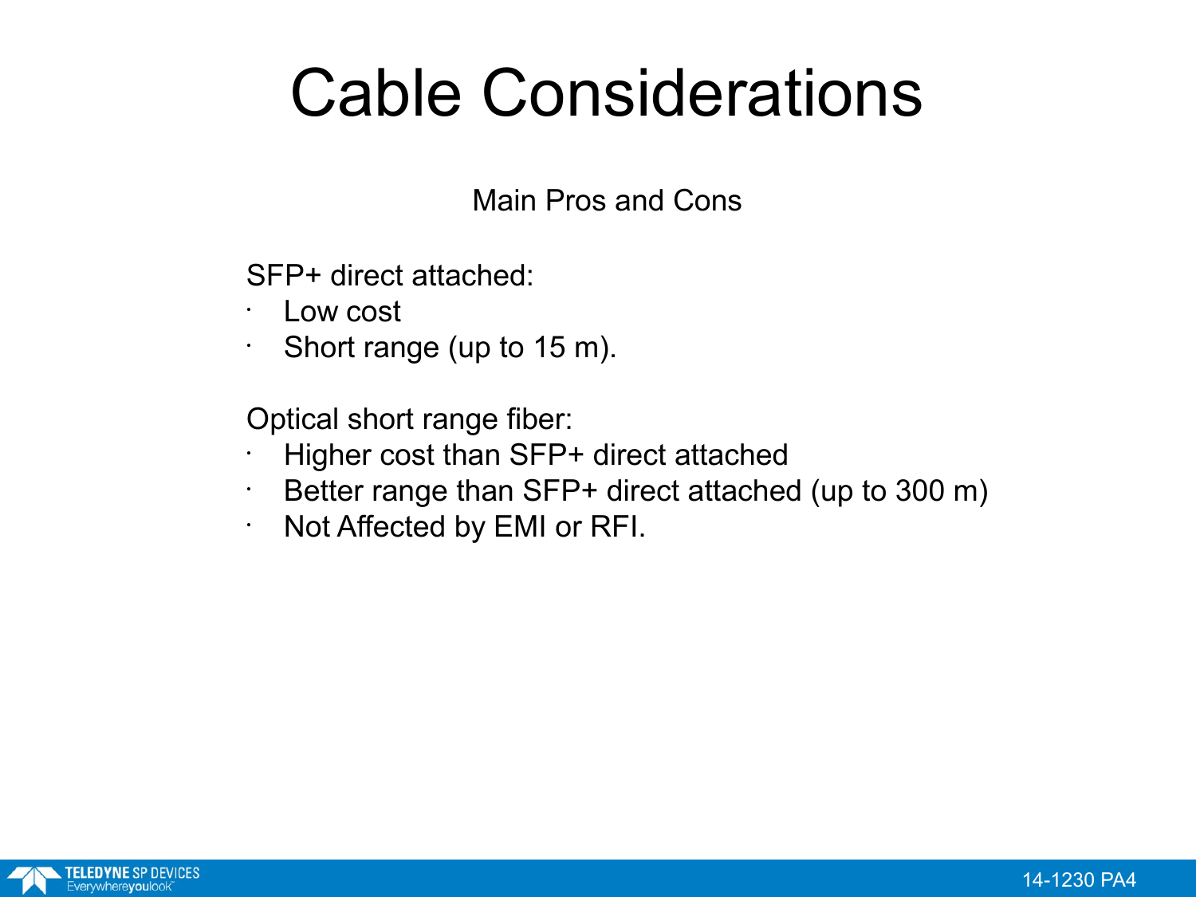# Cable Considerations

Main Pros and Cons

SFP+ direct attached:

- Low cost
- Short range (up to 15 m).

Optical short range fiber:

- Higher cost than SFP+ direct attached
- Better range than SFP+ direct attached (up to 300 m)
- Not Affected by EMI or RFI.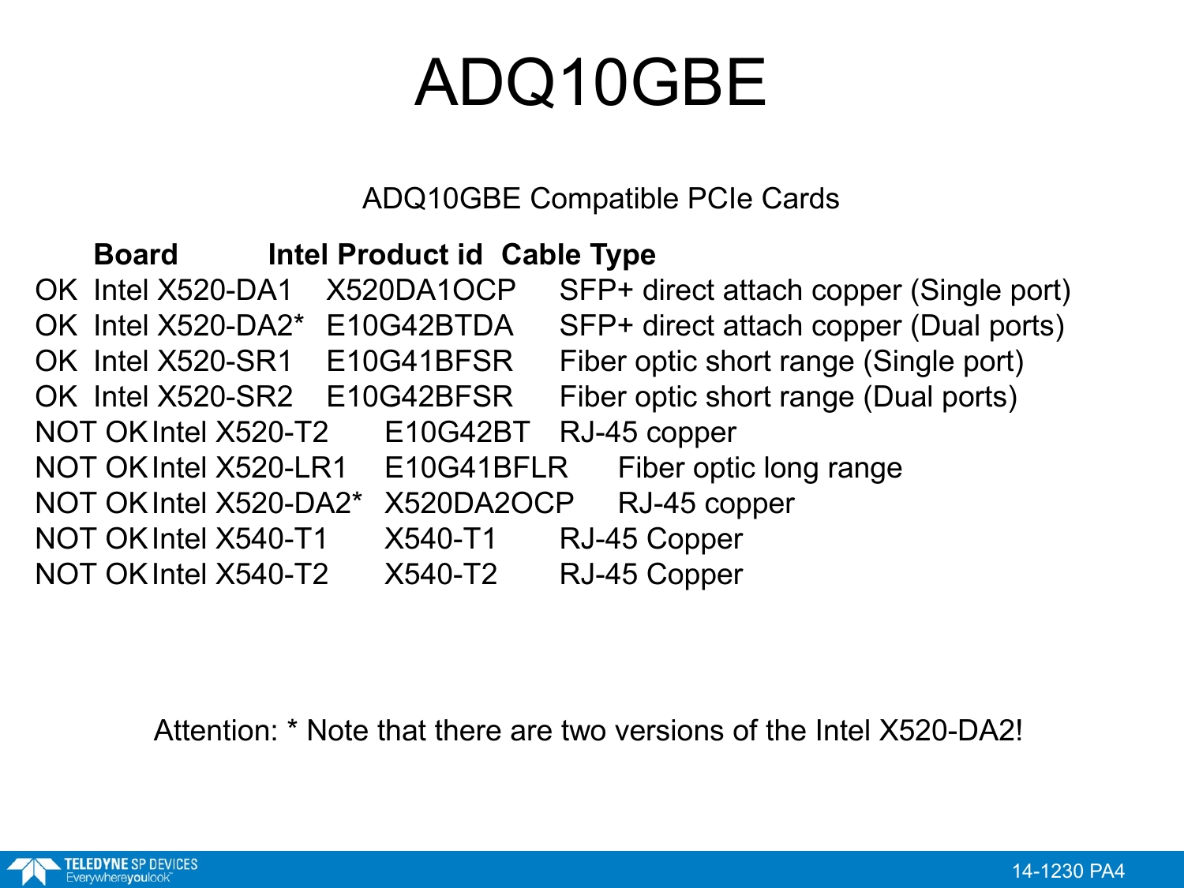# ADQ10GBE

ADQ10GBE Compatible PCIe Cards

| | Board | Intel Product id | Cable Type |
|---|---|---|---|
| OK | Intel X520-DA1 | X520DA1OCP | SFP+ direct attach copper (Single port) |
| OK | Intel X520-DA2* | E10G42BTDA | SFP+ direct attach copper (Dual ports) |
| OK | Intel X520-SR1 | E10G41BFSR | Fiber optic short range (Single port) |
| OK | Intel X520-SR2 | E10G42BFSR | Fiber optic short range (Dual ports) |
| NOT OK | Intel X520-T2 | E10G42BT | RJ-45 copper |
| NOT OK | Intel X520-LR1 | E10G41BFLR | Fiber optic long range |
| NOT OK | Intel X520-DA2* | X520DA2OCP | RJ-45 copper |
| NOT OK | Intel X540-T1 | X540-T1 | RJ-45 Copper |
| NOT OK | Intel X540-T2 | X540-T2 | RJ-45 Copper |

Attention: * Note that there are two versions of the Intel X520-DA2!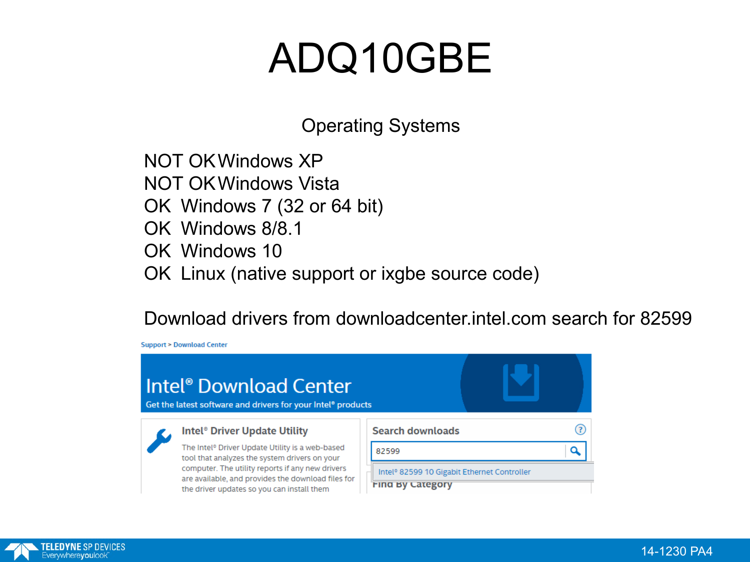# ADQ10GBE

## Operating Systems

NOT OK Windows XP
NOT OK Windows Vista
OK Windows 7 (32 or 64 bit)
OK Windows 8/8.1
OK Windows 10
OK Linux (native support or ixgbe source code)

Download drivers from downloadcenter.intel.com search for 82599

Support > Download Center

Intel® Download Center

Get the latest software and drivers for your Intel® products

Intel® Driver Update Utility

The Intel® Driver Update Utility is a web-based tool that analyzes the system drivers on your computer. The utility reports if any new drivers are available, and provides the download files for the driver updates so you can install them

Search downloads

82599

Intel® 82599 10 Gigabit Ethernet Controller

Find By Category